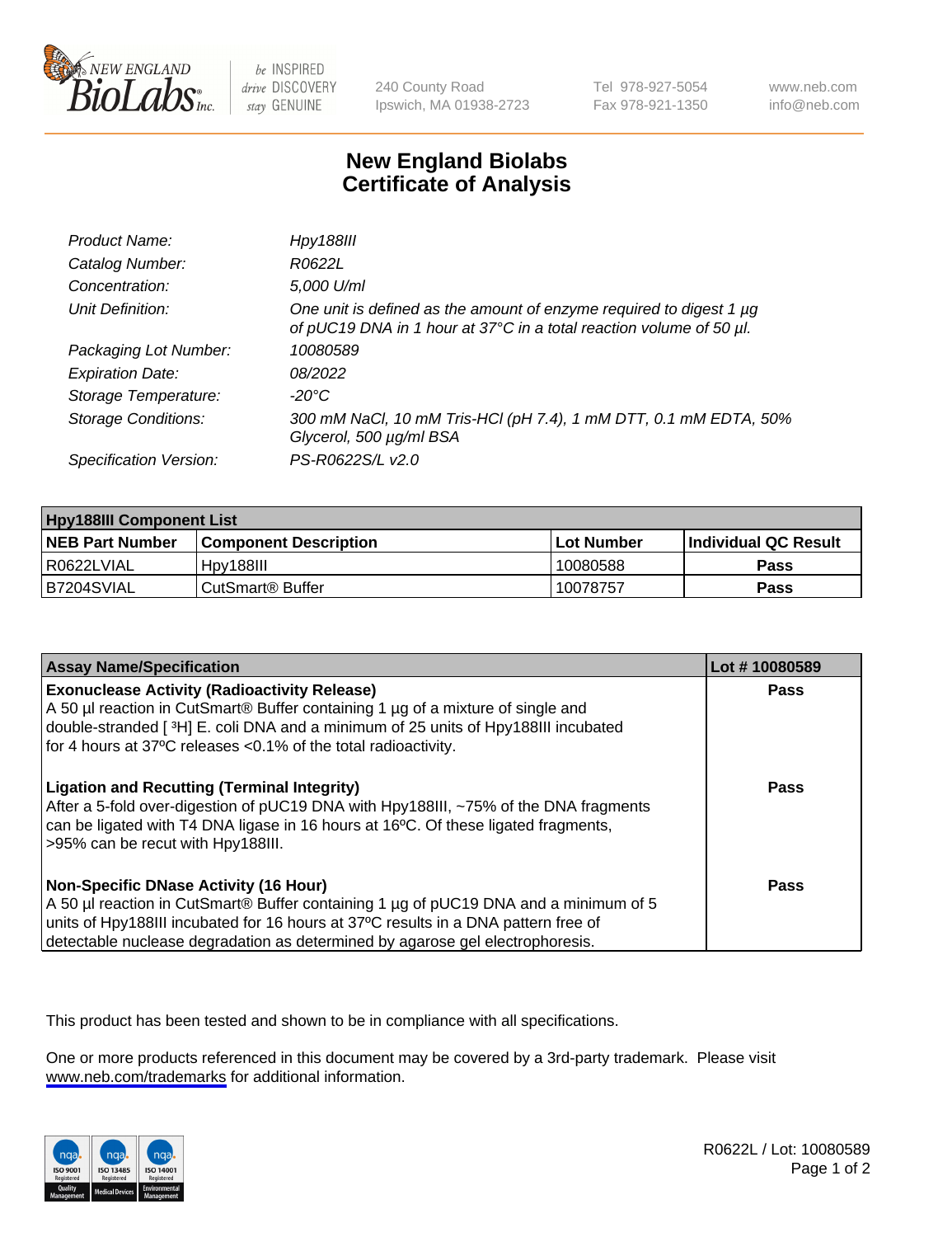240 County Road
Ipswich, MA 01938-2723

Tel 978-927-5054
Fax 978-921-1350

www.neb.com
info@neb.com

# New England Biolabs Certificate of Analysis

| | |
|---|---|
| *Product Name:* | *Hpy188III* |
| *Catalog Number:* | *R0622L* |
| *Concentration:* | *5,000 U/ml* |
| *Unit Definition:* | *One unit is defined as the amount of enzyme required to digest 1 µg of pUC19 DNA in 1 hour at 37°C in a total reaction volume of 50 µl.* |
| *Packaging Lot Number:* | *10080589* |
| *Expiration Date:* | *08/2022* |
| *Storage Temperature:* | *-20°C* |
| *Storage Conditions:* | *300 mM NaCl, 10 mM Tris-HCl (pH 7.4), 1 mM DTT, 0.1 mM EDTA, 50% Glycerol, 500 µg/ml BSA* |
| *Specification Version:* | *PS-R0622S/L v2.0* |

| **Hpy188III Component List** | | | |
|---|---|---|---|
| **NEB Part Number** | **Component Description** | **Lot Number** | **Individual QC Result** |
| R0622LVIAL | Hpy188III | 10080588 | **Pass** |
| B7204SVIAL | CutSmart® Buffer | 10078757 | **Pass** |

| **Assay Name/Specification** | **Lot # 10080589** |
|---|---|
| **Exonuclease Activity (Radioactivity Release)** A 50 µl reaction in CutSmart® Buffer containing 1 µg of a mixture of single and double-stranded [ $^3$H] E. coli DNA and a minimum of 25 units of Hpy188III incubated for 4 hours at 37ºC releases <0.1% of the total radioactivity. | **Pass** |
| **Ligation and Recutting (Terminal Integrity)** After a 5-fold over-digestion of pUC19 DNA with Hpy188III, ~75% of the DNA fragments can be ligated with T4 DNA ligase in 16 hours at 16ºC. Of these ligated fragments, >95% can be recut with Hpy188III. | **Pass** |
| **Non-Specific DNase Activity (16 Hour)** A 50 µl reaction in CutSmart® Buffer containing 1 µg of pUC19 DNA and a minimum of 5 units of Hpy188III incubated for 16 hours at 37ºC results in a DNA pattern free of detectable nuclease degradation as determined by agarose gel electrophoresis. | **Pass** |

This product has been tested and shown to be in compliance with all specifications.

One or more products referenced in this document may be covered by a 3rd-party trademark. Please visit www.neb.com/trademarks for additional information.

R0622L / Lot: 10080589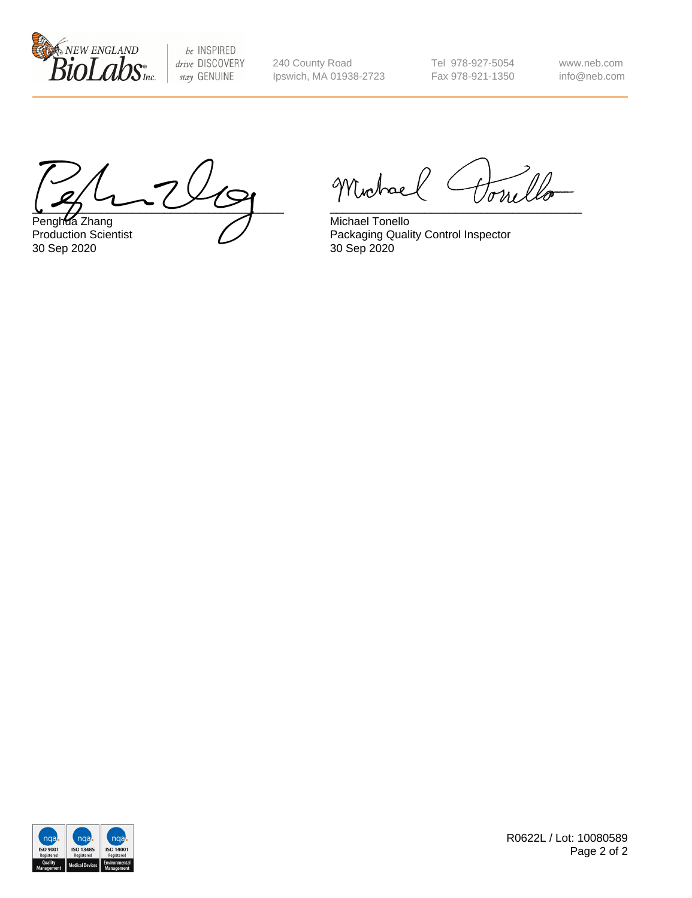NEW ENGLAND BioLabs Inc.

be INSPIRED
drive DISCOVERY
stay GENUINE

240 County Road
Ipswich, MA 01938-2723

Tel 978-927-5054
Fax 978-921-1350

www.neb.com
info@neb.com

Penghua Zhang
Production Scientist
30 Sep 2020

Michael Tonello
Packaging Quality Control Inspector
30 Sep 2020

R0622L / Lot: 10080589